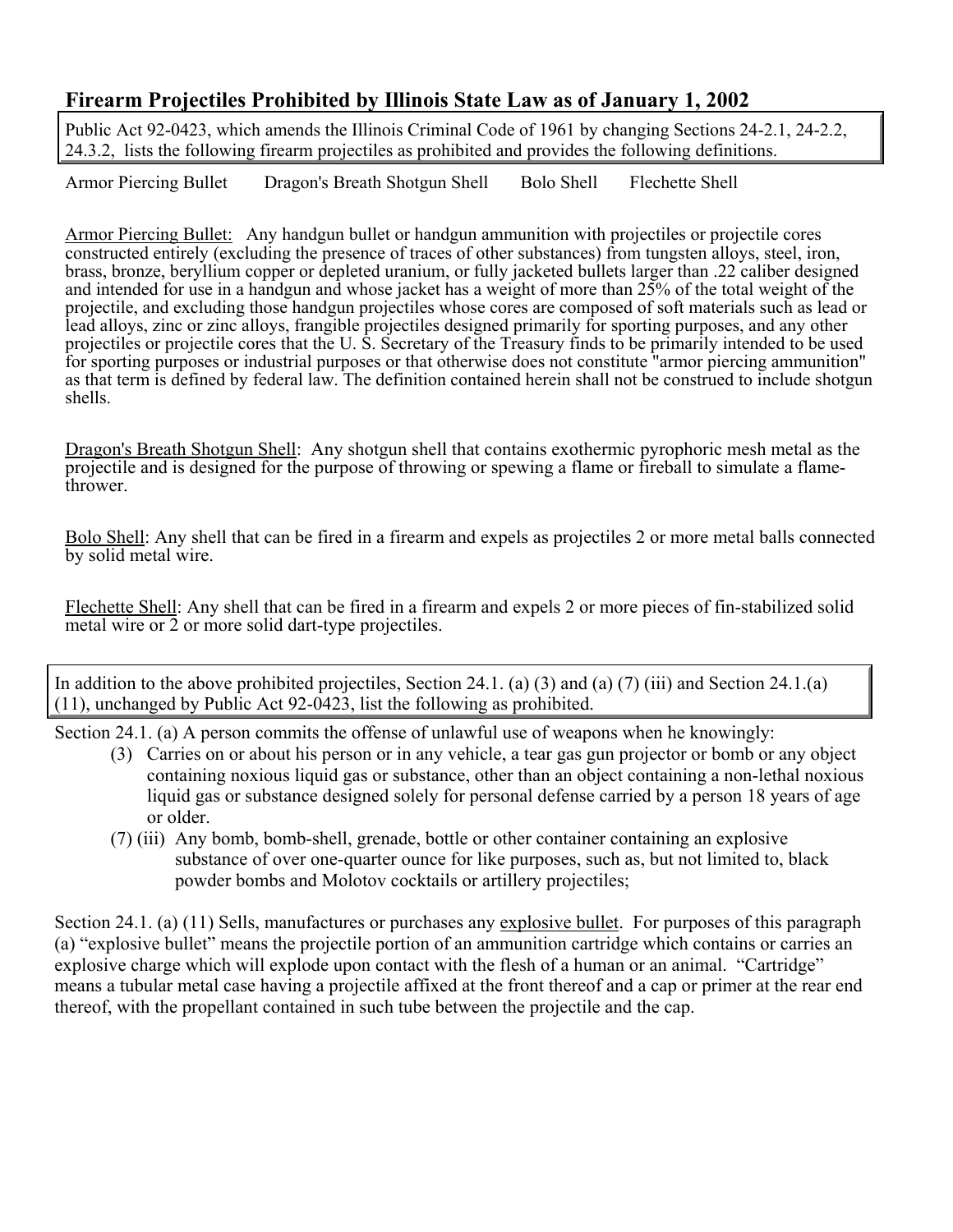## Firearm Projectiles Prohibited by Illinois State Law as of January 1, 2002

Public Act 92-0423, which amends the Illinois Criminal Code of 1961 by changing Sections 24-2.1, 24-2.2, 24.3.2, lists the following firearm projectiles as prohibited and provides the following definitions.

Armor Piercing Bullet    Dragon's Breath Shotgun Shell    Bolo Shell    Flechette Shell

Armor Piercing Bullet: Any handgun bullet or handgun ammunition with projectiles or projectile cores constructed entirely (excluding the presence of traces of other substances) from tungsten alloys, steel, iron, brass, bronze, beryllium copper or depleted uranium, or fully jacketed bullets larger than .22 caliber designed and intended for use in a handgun and whose jacket has a weight of more than 25% of the total weight of the projectile, and excluding those handgun projectiles whose cores are composed of soft materials such as lead or lead alloys, zinc or zinc alloys, frangible projectiles designed primarily for sporting purposes, and any other projectiles or projectile cores that the U. S. Secretary of the Treasury finds to be primarily intended to be used for sporting purposes or industrial purposes or that otherwise does not constitute "armor piercing ammunition" as that term is defined by federal law. The definition contained herein shall not be construed to include shotgun shells.

Dragon's Breath Shotgun Shell: Any shotgun shell that contains exothermic pyrophoric mesh metal as the projectile and is designed for the purpose of throwing or spewing a flame or fireball to simulate a flame-thrower.

Bolo Shell: Any shell that can be fired in a firearm and expels as projectiles 2 or more metal balls connected by solid metal wire.

Flechette Shell: Any shell that can be fired in a firearm and expels 2 or more pieces of fin-stabilized solid metal wire or 2 or more solid dart-type projectiles.

In addition to the above prohibited projectiles, Section 24.1. (a) (3) and (a) (7) (iii) and Section 24.1.(a) (11), unchanged by Public Act 92-0423, list the following as prohibited.

Section 24.1. (a) A person commits the offense of unlawful use of weapons when he knowingly:

(3) Carries on or about his person or in any vehicle, a tear gas gun projector or bomb or any object containing noxious liquid gas or substance, other than an object containing a non-lethal noxious liquid gas or substance designed solely for personal defense carried by a person 18 years of age or older.

(7) (iii) Any bomb, bomb-shell, grenade, bottle or other container containing an explosive substance of over one-quarter ounce for like purposes, such as, but not limited to, black powder bombs and Molotov cocktails or artillery projectiles;

Section 24.1. (a) (11) Sells, manufactures or purchases any explosive bullet. For purposes of this paragraph (a) "explosive bullet" means the projectile portion of an ammunition cartridge which contains or carries an explosive charge which will explode upon contact with the flesh of a human or an animal. "Cartridge" means a tubular metal case having a projectile affixed at the front thereof and a cap or primer at the rear end thereof, with the propellant contained in such tube between the projectile and the cap.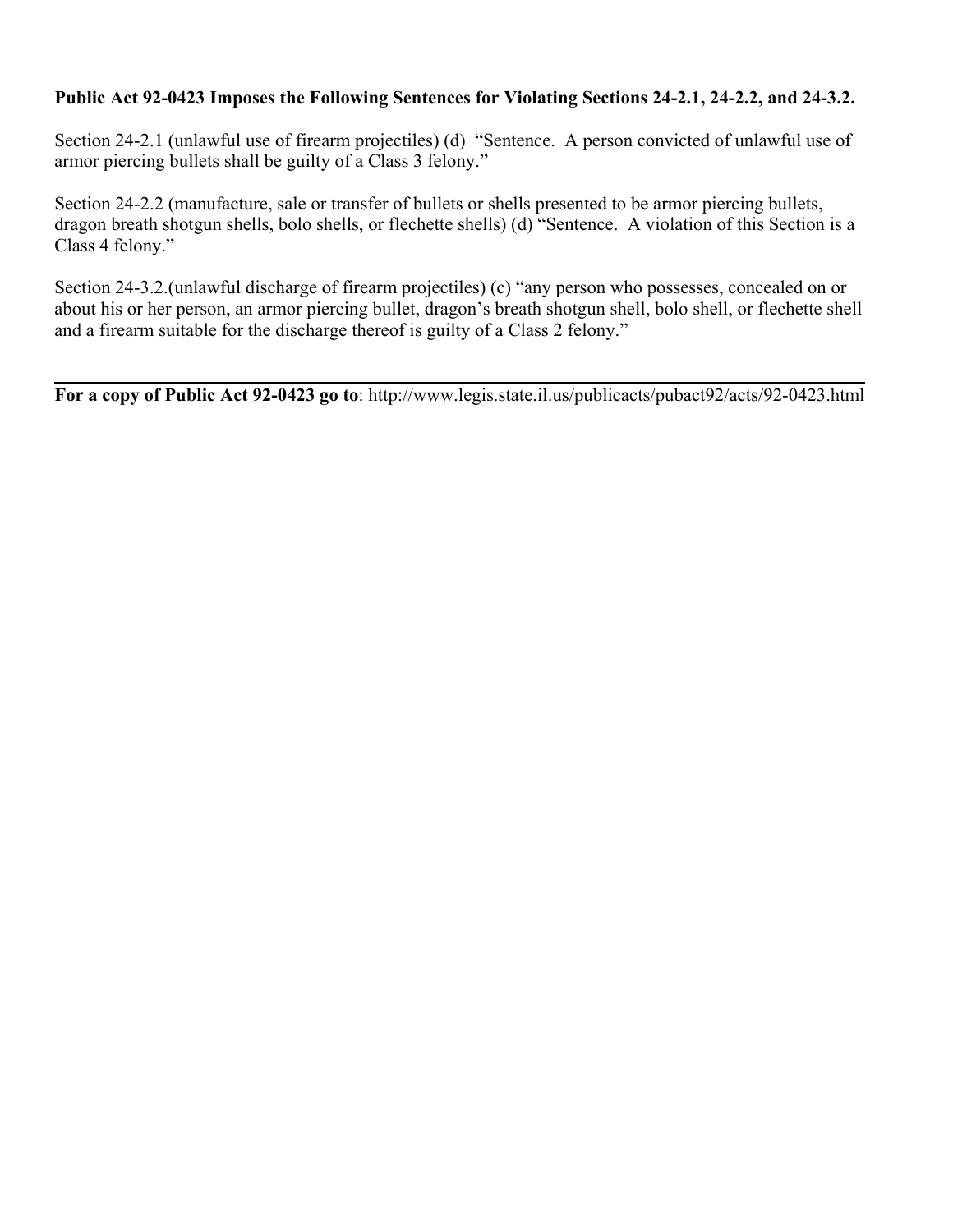**Public Act 92-0423 Imposes the Following Sentences for Violating Sections 24-2.1, 24-2.2, and 24-3.2.**

Section 24-2.1 (unlawful use of firearm projectiles) (d) "Sentence. A person convicted of unlawful use of armor piercing bullets shall be guilty of a Class 3 felony."

Section 24-2.2 (manufacture, sale or transfer of bullets or shells presented to be armor piercing bullets, dragon breath shotgun shells, bolo shells, or flechette shells) (d) "Sentence. A violation of this Section is a Class 4 felony."

Section 24-3.2.(unlawful discharge of firearm projectiles) (c) "any person who possesses, concealed on or about his or her person, an armor piercing bullet, dragon's breath shotgun shell, bolo shell, or flechette shell and a firearm suitable for the discharge thereof is guilty of a Class 2 felony."

---

**For a copy of Public Act 92-0423 go to**: http://www.legis.state.il.us/publicacts/pubact92/acts/92-0423.html